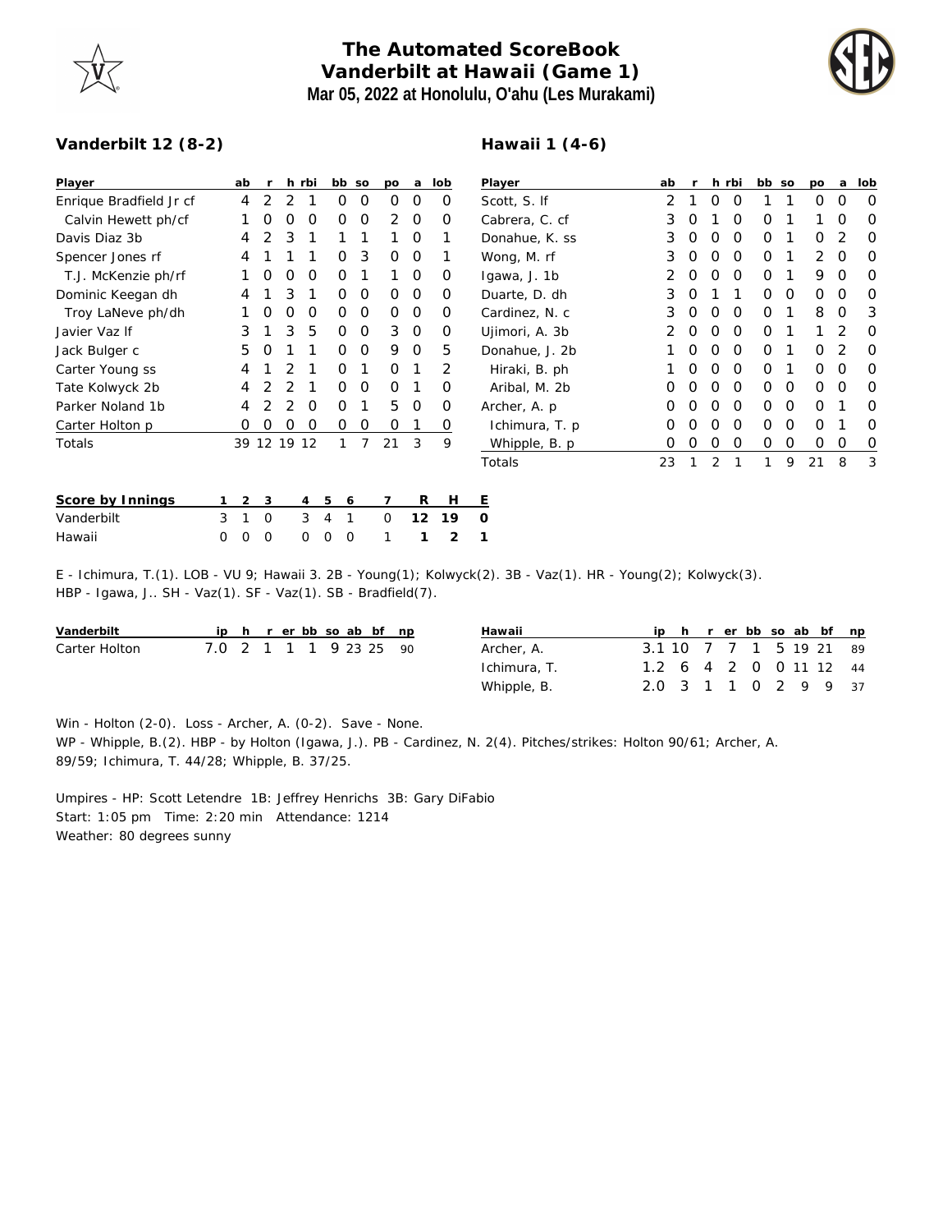# The Automated ScoreBook
## Vanderbilt at Hawaii (Game 1)
### Mar 05, 2022 at Honolulu, O'ahu (Les Murakami)

**Vanderbilt 12 (8-2)**

| Player | ab | r | h | rbi | bb | so | po | a | lob |
|---|---|---|---|---|---|---|---|---|---|
| Enrique Bradfield Jr cf | 4 | 2 | 2 | 1 | 0 | 0 | 0 | 0 | 0 |
| Calvin Hewett ph/cf | 1 | 0 | 0 | 0 | 0 | 0 | 2 | 0 | 0 |
| Davis Diaz 3b | 4 | 2 | 3 | 1 | 1 | 1 | 1 | 0 | 1 |
| Spencer Jones rf | 4 | 1 | 1 | 1 | 0 | 3 | 0 | 0 | 1 |
| T.J. McKenzie ph/rf | 1 | 0 | 0 | 0 | 0 | 1 | 1 | 0 | 0 |
| Dominic Keegan dh | 4 | 1 | 3 | 1 | 0 | 0 | 0 | 0 | 0 |
| Troy LaNeve ph/dh | 1 | 0 | 0 | 0 | 0 | 0 | 0 | 0 | 0 |
| Javier Vaz lf | 3 | 1 | 3 | 5 | 0 | 0 | 3 | 0 | 0 |
| Jack Bulger c | 5 | 0 | 1 | 1 | 0 | 0 | 9 | 0 | 5 |
| Carter Young ss | 4 | 1 | 2 | 1 | 0 | 1 | 0 | 1 | 2 |
| Tate Kolwyck 2b | 4 | 2 | 2 | 1 | 0 | 0 | 0 | 1 | 0 |
| Parker Noland 1b | 4 | 2 | 2 | 0 | 0 | 1 | 5 | 0 | 0 |
| Carter Holton p | 0 | 0 | 0 | 0 | 0 | 0 | 0 | 1 | 0 |
| Totals | 39 | 12 | 19 | 12 | 1 | 7 | 21 | 3 | 9 |

**Hawaii 1 (4-6)**

| Player | ab | r | h | rbi | bb | so | po | a | lob |
|---|---|---|---|---|---|---|---|---|---|
| Scott, S. lf | 2 | 1 | 0 | 0 | 1 | 1 | 0 | 0 | 0 |
| Cabrera, C. cf | 3 | 0 | 1 | 0 | 0 | 1 | 1 | 0 | 0 |
| Donahue, K. ss | 3 | 0 | 0 | 0 | 0 | 1 | 0 | 2 | 0 |
| Wong, M. rf | 3 | 0 | 0 | 0 | 0 | 1 | 2 | 0 | 0 |
| Igawa, J. 1b | 2 | 0 | 0 | 0 | 0 | 1 | 9 | 0 | 0 |
| Duarte, D. dh | 3 | 0 | 1 | 1 | 0 | 0 | 0 | 0 | 0 |
| Cardinez, N. c | 3 | 0 | 0 | 0 | 0 | 1 | 8 | 0 | 3 |
| Ujimori, A. 3b | 2 | 0 | 0 | 0 | 0 | 1 | 1 | 2 | 0 |
| Donahue, J. 2b | 1 | 0 | 0 | 0 | 0 | 1 | 0 | 2 | 0 |
| Hiraki, B. ph | 1 | 0 | 0 | 0 | 0 | 1 | 0 | 0 | 0 |
| Aribal, M. 2b | 0 | 0 | 0 | 0 | 0 | 0 | 0 | 0 | 0 |
| Archer, A. p | 0 | 0 | 0 | 0 | 0 | 0 | 0 | 1 | 0 |
| Ichimura, T. p | 0 | 0 | 0 | 0 | 0 | 0 | 0 | 1 | 0 |
| Whipple, B. p | 0 | 0 | 0 | 0 | 0 | 0 | 0 | 0 | 0 |
| Totals | 23 | 1 | 2 | 1 | 1 | 9 | 21 | 8 | 3 |

| Score by Innings | 1 | 2 | 3 | 4 | 5 | 6 | 7 | R | H | E |
|---|---|---|---|---|---|---|---|---|---|---|
| Vanderbilt | 3 | 1 | 0 | 3 | 4 | 1 | 0 | **12** | **19** | **0** |
| Hawaii | 0 | 0 | 0 | 0 | 0 | 0 | 1 | **1** | **2** | **1** |

E - Ichimura, T.(1). LOB - VU 9; Hawaii 3. 2B - Young(1); Kolwyck(2). 3B - Vaz(1). HR - Young(2); Kolwyck(3). HBP - Igawa, J.. SH - Vaz(1). SF - Vaz(1). SB - Bradfield(7).

| Vanderbilt | ip | h | r | er | bb | so | ab | bf | np |
|---|---|---|---|---|---|---|---|---|---|
| Carter Holton | 7.0 | 2 | 1 | 1 | 1 | 9 | 23 | 25 | 90 |

| Hawaii | ip | h | r | er | bb | so | ab | bf | np |
|---|---|---|---|---|---|---|---|---|---|
| Archer, A. | 3.1 | 10 | 7 | 7 | 1 | 5 | 19 | 21 | 89 |
| Ichimura, T. | 1.2 | 6 | 4 | 2 | 0 | 0 | 11 | 12 | 44 |
| Whipple, B. | 2.0 | 3 | 1 | 1 | 0 | 2 | 9 | 9 | 37 |

Win - Holton (2-0). Loss - Archer, A. (0-2). Save - None.
WP - Whipple, B.(2). HBP - by Holton (Igawa, J.). PB - Cardinez, N. 2(4). Pitches/strikes: Holton 90/61; Archer, A. 89/59; Ichimura, T. 44/28; Whipple, B. 37/25.

Umpires - HP: Scott Letendre 1B: Jeffrey Henrichs 3B: Gary DiFabio
Start: 1:05 pm Time: 2:20 min Attendance: 1214
Weather: 80 degrees sunny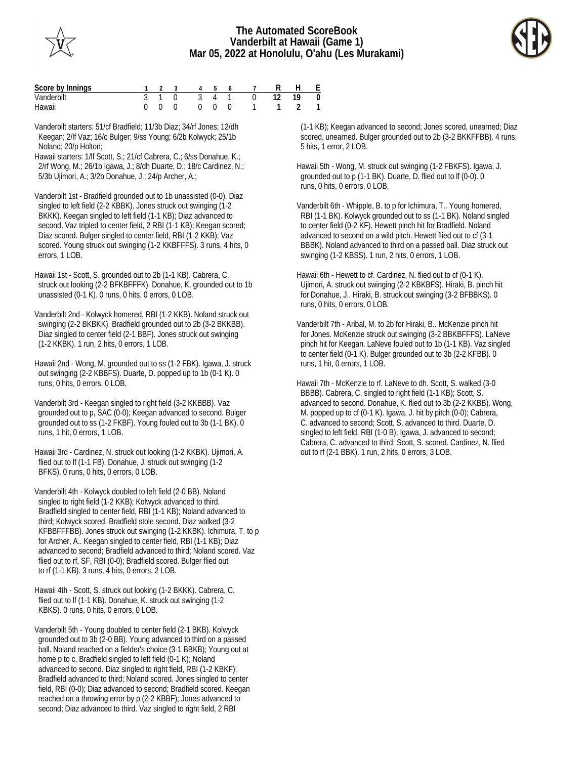# The Automated ScoreBook
## Vanderbilt at Hawaii (Game 1)
## Mar 05, 2022 at Honolulu, O'ahu (Les Murakami)

| Score by Innings | 1 | 2 | 3 | 4 | 5 | 6 | 7 | R | H | E |
|---|---|---|---|---|---|---|---|---|---|---|
| Vanderbilt | 3 | 1 | 0 | 3 | 4 | 1 | 0 | **12** | **19** | **0** |
| Hawaii | 0 | 0 | 0 | 0 | 0 | 0 | 1 | **1** | **2** | **1** |

Vanderbilt starters: 51/cf Bradfield; 11/3b Diaz; 34/rf Jones; 12/dh Keegan; 2/lf Vaz; 16/c Bulger; 9/ss Young; 6/2b Kolwyck; 25/1b Noland; 20/p Holton;

Hawaii starters: 1/lf Scott, S.; 21/cf Cabrera, C.; 6/ss Donahue, K.; 2/rf Wong, M.; 26/1b Igawa, J.; 8/dh Duarte, D.; 18/c Cardinez, N.; 5/3b Ujimori, A.; 3/2b Donahue, J.; 24/p Archer, A.;

Vanderbilt 1st - Bradfield grounded out to 1b unassisted (0-0). Diaz singled to left field (2-2 KBBK). Jones struck out swinging (1-2 BKKK). Keegan singled to left field (1-1 KB); Diaz advanced to second. Vaz tripled to center field, 2 RBI (1-1 KB); Keegan scored; Diaz scored. Bulger singled to center field, RBI (1-2 KKB); Vaz scored. Young struck out swinging (1-2 KKBFFFS). 3 runs, 4 hits, 0 errors, 1 LOB.

Hawaii 1st - Scott, S. grounded out to 2b (1-1 KB). Cabrera, C. struck out looking (2-2 BFKBFFFK). Donahue, K. grounded out to 1b unassisted (0-1 K). 0 runs, 0 hits, 0 errors, 0 LOB.

Vanderbilt 2nd - Kolwyck homered, RBI (1-2 KKB). Noland struck out swinging (2-2 BKBKK). Bradfield grounded out to 2b (3-2 BKKBB). Diaz singled to center field (2-1 BBF). Jones struck out swinging (1-2 KKBK). 1 run, 2 hits, 0 errors, 1 LOB.

Hawaii 2nd - Wong, M. grounded out to ss (1-2 FBK). Igawa, J. struck out swinging (2-2 KBBFS). Duarte, D. popped up to 1b (0-1 K). 0 runs, 0 hits, 0 errors, 0 LOB.

Vanderbilt 3rd - Keegan singled to right field (3-2 KKBBB). Vaz grounded out to p, SAC (0-0); Keegan advanced to second. Bulger grounded out to ss (1-2 FKBF). Young fouled out to 3b (1-1 BK). 0 runs, 1 hit, 0 errors, 1 LOB.

Hawaii 3rd - Cardinez, N. struck out looking (1-2 KKBK). Ujimori, A. flied out to lf (1-1 FB). Donahue, J. struck out swinging (1-2 BFKS). 0 runs, 0 hits, 0 errors, 0 LOB.

Vanderbilt 4th - Kolwyck doubled to left field (2-0 BB). Noland singled to right field (1-2 KKB); Kolwyck advanced to third. Bradfield singled to center field, RBI (1-1 KB); Noland advanced to third; Kolwyck scored. Bradfield stole second. Diaz walked (3-2 KFBBFFFBB). Jones struck out swinging (1-2 KKBK). Ichimura, T. to p for Archer, A.. Keegan singled to center field, RBI (1-1 KB); Diaz advanced to second; Bradfield advanced to third; Noland scored. Vaz flied out to rf, SF, RBI (0-0); Bradfield scored. Bulger flied out to rf (1-1 KB). 3 runs, 4 hits, 0 errors, 2 LOB.

Hawaii 4th - Scott, S. struck out looking (1-2 BKKK). Cabrera, C. flied out to lf (1-1 KB). Donahue, K. struck out swinging (1-2 KBKS). 0 runs, 0 hits, 0 errors, 0 LOB.

Vanderbilt 5th - Young doubled to center field (2-1 BKB). Kolwyck grounded out to 3b (2-0 BB). Young advanced to third on a passed ball. Noland reached on a fielder's choice (3-1 BBKB); Young out at home p to c. Bradfield singled to left field (0-1 K); Noland advanced to second. Diaz singled to right field, RBI (1-2 KBKF); Bradfield advanced to third; Noland scored. Jones singled to center field, RBI (0-0); Diaz advanced to second; Bradfield scored. Keegan reached on a throwing error by p (2-2 KBBF); Jones advanced to second; Diaz advanced to third. Vaz singled to right field, 2 RBI (1-1 KB); Keegan advanced to second; Jones scored, unearned; Diaz scored, unearned. Bulger grounded out to 2b (3-2 BKKFFBB). 4 runs, 5 hits, 1 error, 2 LOB.

Hawaii 5th - Wong, M. struck out swinging (1-2 FBKFS). Igawa, J. grounded out to p (1-1 BK). Duarte, D. flied out to lf (0-0). 0 runs, 0 hits, 0 errors, 0 LOB.

Vanderbilt 6th - Whipple, B. to p for Ichimura, T.. Young homered, RBI (1-1 BK). Noland singled to ss (1-1 BK). Kolwyck grounded out to center field (0-2 KF). Hewett pinch hit for Bradfield. Noland advanced to second on a wild pitch. Hewett flied out to cf (3-1 BBBK). Noland advanced to third on a passed ball. Diaz struck out swinging (1-2 KBSS). 1 run, 2 hits, 0 errors, 1 LOB.

Hawaii 6th - Hewett to cf. Cardinez, N. flied out to cf (0-1 K). Ujimori, A. struck out swinging (2-2 KBKBFS). Hiraki, B. pinch hit for Donahue, J.. Hiraki, B. struck out swinging (3-2 BFBBKS). 0 runs, 0 hits, 0 errors, 0 LOB.

Vanderbilt 7th - Aribal, M. to 2b for Hiraki, B.. McKenzie pinch hit for Jones. McKenzie struck out swinging (3-2 BBKBFFFS). LaNeve pinch hit for Keegan. LaNeve fouled out to 1b (1-1 KB). Vaz singled to center field (0-1 K). Bulger grounded out to 3b (2-2 KFBB). 0 runs, 1 hit, 0 errors, 1 LOB.

Hawaii 7th - McKenzie to rf. LaNeve to dh. Scott, S. walked (3-0 BBBB). Cabrera, C. singled to right field (1-1 KB); Scott, S. advanced to second. Donahue, K. flied out to 3b (2-2 KKBB). Wong, M. popped up to cf (0-1 K). Igawa, J. hit by pitch (0-0); Cabrera, C. advanced to second; Scott, S. advanced to third. Duarte, D. singled to left field, RBI (1-0 B); Igawa, J. advanced to second; Cabrera, C. advanced to third; Scott, S. scored. Cardinez, N. flied out to rf (2-1 BBK). 1 run, 2 hits, 0 errors, 3 LOB.